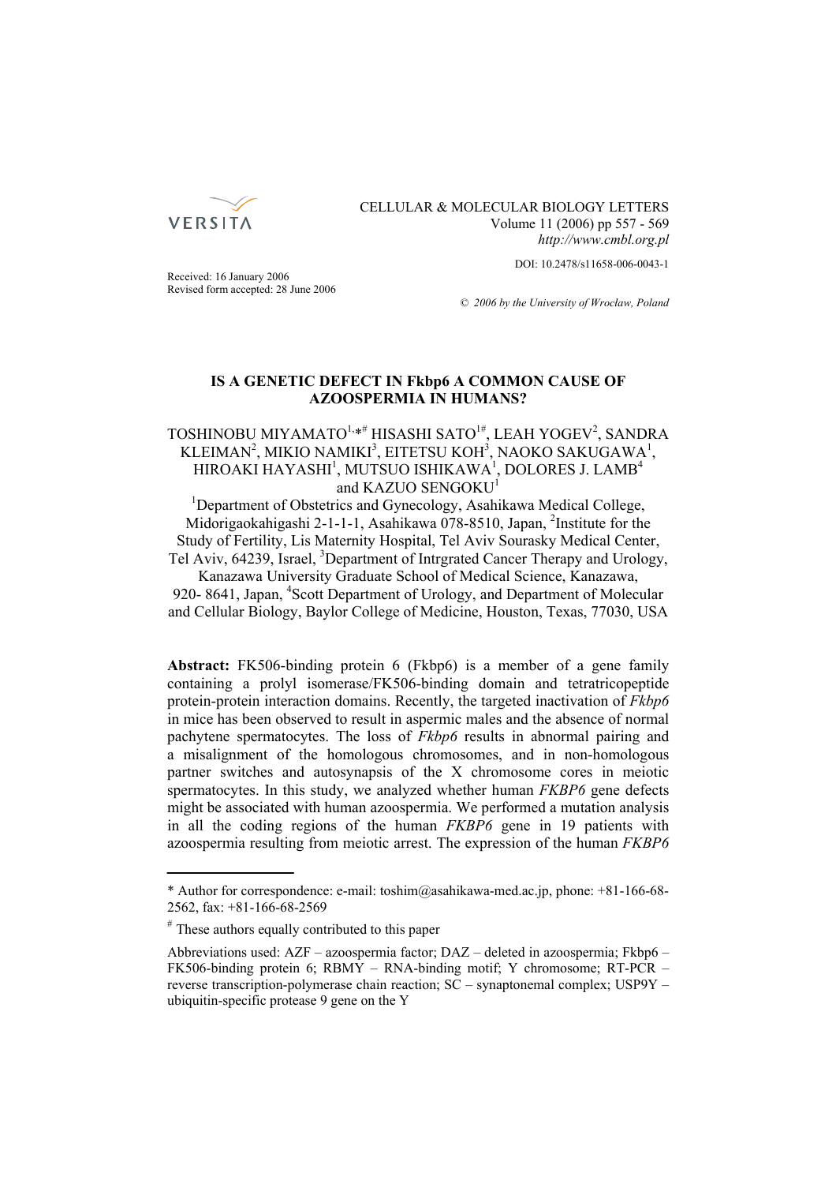CELLULAR & MOLECULAR BIOLOGY LETTERS
Volume 11 (2006) pp 557 - 569
*http://www.cmbl.org.pl*

DOI: 10.2478/s11658-006-0043-1

Received: 16 January 2006
Revised form accepted: 28 June 2006

© *2006 by the University of Wroclaw, Poland*

# IS A GENETIC DEFECT IN Fkbp6 A COMMON CAUSE OF AZOOSPERMIA IN HUMANS?

TOSHINOBU MIYAMATO[1,*#] HISASHI SATO[1#], LEAH YOGEV[2], SANDRA KLEIMAN[2], MIKIO NAMIKI[3], EITETSU KOH[3], NAOKO SAKUGAWA[1], HIROAKI HAYASHI[1], MUTSUO ISHIKAWA[1], DOLORES J. LAMB[4] and KAZUO SENGOKU[1]

[1]Department of Obstetrics and Gynecology, Asahikawa Medical College, Midorigaokahigashi 2-1-1-1, Asahikawa 078-8510, Japan, [2]Institute for the Study of Fertility, Lis Maternity Hospital, Tel Aviv Sourasky Medical Center, Tel Aviv, 64239, Israel, [3]Department of Intrgrated Cancer Therapy and Urology, Kanazawa University Graduate School of Medical Science, Kanazawa, 920- 8641, Japan, [4]Scott Department of Urology, and Department of Molecular and Cellular Biology, Baylor College of Medicine, Houston, Texas, 77030, USA

**Abstract:** FK506-binding protein 6 (Fkbp6) is a member of a gene family containing a prolyl isomerase/FK506-binding domain and tetratricopeptide protein-protein interaction domains. Recently, the targeted inactivation of *Fkbp6* in mice has been observed to result in aspermic males and the absence of normal pachytene spermatocytes. The loss of *Fkbp6* results in abnormal pairing and a misalignment of the homologous chromosomes, and in non-homologous partner switches and autosynapsis of the X chromosome cores in meiotic spermatocytes. In this study, we analyzed whether human *FKBP6* gene defects might be associated with human azoospermia. We performed a mutation analysis in all the coding regions of the human *FKBP6* gene in 19 patients with azoospermia resulting from meiotic arrest. The expression of the human *FKBP6*

---

\* Author for correspondence: e-mail: toshim@asahikawa-med.ac.jp, phone: +81-166-68-2562, fax: +81-166-68-2569

[#] These authors equally contributed to this paper

Abbreviations used: AZF – azoospermia factor; DAZ – deleted in azoospermia; Fkbp6 – FK506-binding protein 6; RBMY – RNA-binding motif; Y chromosome; RT-PCR – reverse transcription-polymerase chain reaction; SC – synaptonemal complex; USP9Y – ubiquitin-specific protease 9 gene on the Y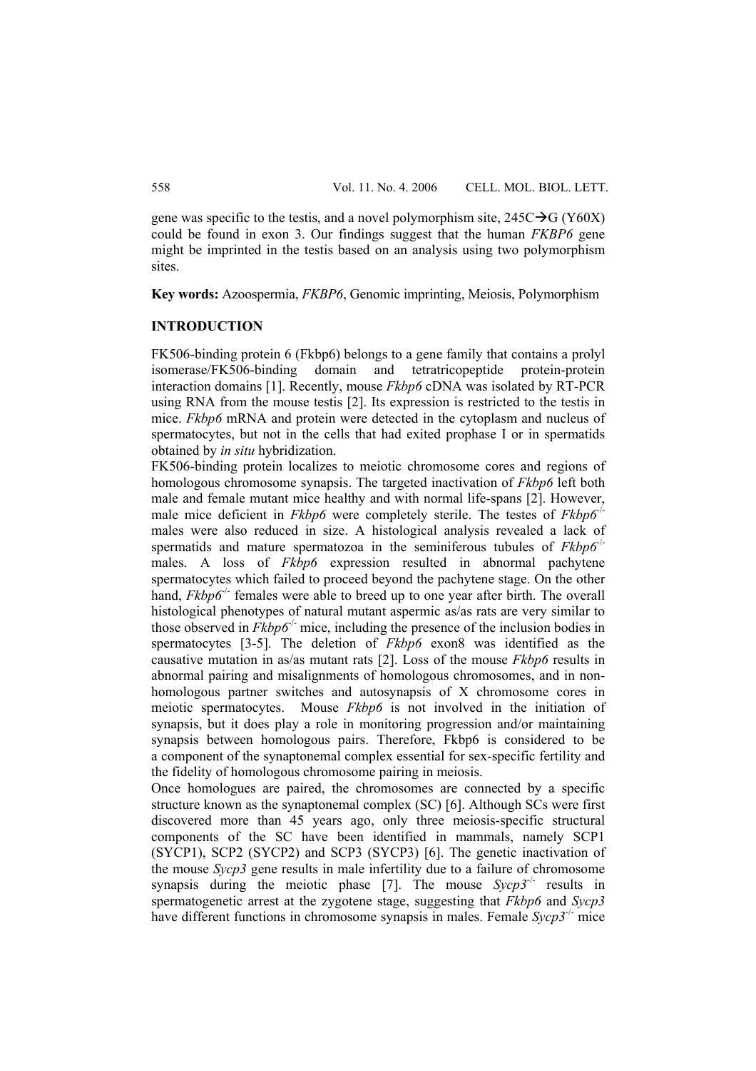gene was specific to the testis, and a novel polymorphism site, 245C→G (Y60X) could be found in exon 3. Our findings suggest that the human *FKBP6* gene might be imprinted in the testis based on an analysis using two polymorphism sites.

**Key words:** Azoospermia, *FKBP6*, Genomic imprinting, Meiosis, Polymorphism

## INTRODUCTION

FK506-binding protein 6 (Fkbp6) belongs to a gene family that contains a prolyl isomerase/FK506-binding domain and tetratricopeptide protein-protein interaction domains [1]. Recently, mouse *Fkbp6* cDNA was isolated by RT-PCR using RNA from the mouse testis [2]. Its expression is restricted to the testis in mice. *Fkbp6* mRNA and protein were detected in the cytoplasm and nucleus of spermatocytes, but not in the cells that had exited prophase I or in spermatids obtained by *in situ* hybridization.

FK506-binding protein localizes to meiotic chromosome cores and regions of homologous chromosome synapsis. The targeted inactivation of *Fkbp6* left both male and female mutant mice healthy and with normal life-spans [2]. However, male mice deficient in *Fkbp6* were completely sterile. The testes of *Fkbp6*$^{-/-}$ males were also reduced in size. A histological analysis revealed a lack of spermatids and mature spermatozoa in the seminiferous tubules of *Fkbp6*$^{-/-}$ males. A loss of *Fkbp6* expression resulted in abnormal pachytene spermatocytes which failed to proceed beyond the pachytene stage. On the other hand, *Fkbp6*$^{-/-}$ females were able to breed up to one year after birth. The overall histological phenotypes of natural mutant aspermic as/as rats are very similar to those observed in *Fkbp6*$^{-/-}$ mice, including the presence of the inclusion bodies in spermatocytes [3-5]. The deletion of *Fkbp6* exon8 was identified as the causative mutation in as/as mutant rats [2]. Loss of the mouse *Fkbp6* results in abnormal pairing and misalignments of homologous chromosomes, and in non-homologous partner switches and autosynapsis of X chromosome cores in meiotic spermatocytes. Mouse *Fkbp6* is not involved in the initiation of synapsis, but it does play a role in monitoring progression and/or maintaining synapsis between homologous pairs. Therefore, Fkbp6 is considered to be a component of the synaptonemal complex essential for sex-specific fertility and the fidelity of homologous chromosome pairing in meiosis.

Once homologues are paired, the chromosomes are connected by a specific structure known as the synaptonemal complex (SC) [6]. Although SCs were first discovered more than 45 years ago, only three meiosis-specific structural components of the SC have been identified in mammals, namely SCP1 (SYCP1), SCP2 (SYCP2) and SCP3 (SYCP3) [6]. The genetic inactivation of the mouse *Sycp3* gene results in male infertility due to a failure of chromosome synapsis during the meiotic phase [7]. The mouse *Sycp3*$^{-/-}$ results in spermatogenetic arrest at the zygotene stage, suggesting that *Fkbp6* and *Sycp3* have different functions in chromosome synapsis in males. Female *Sycp3*$^{-/-}$ mice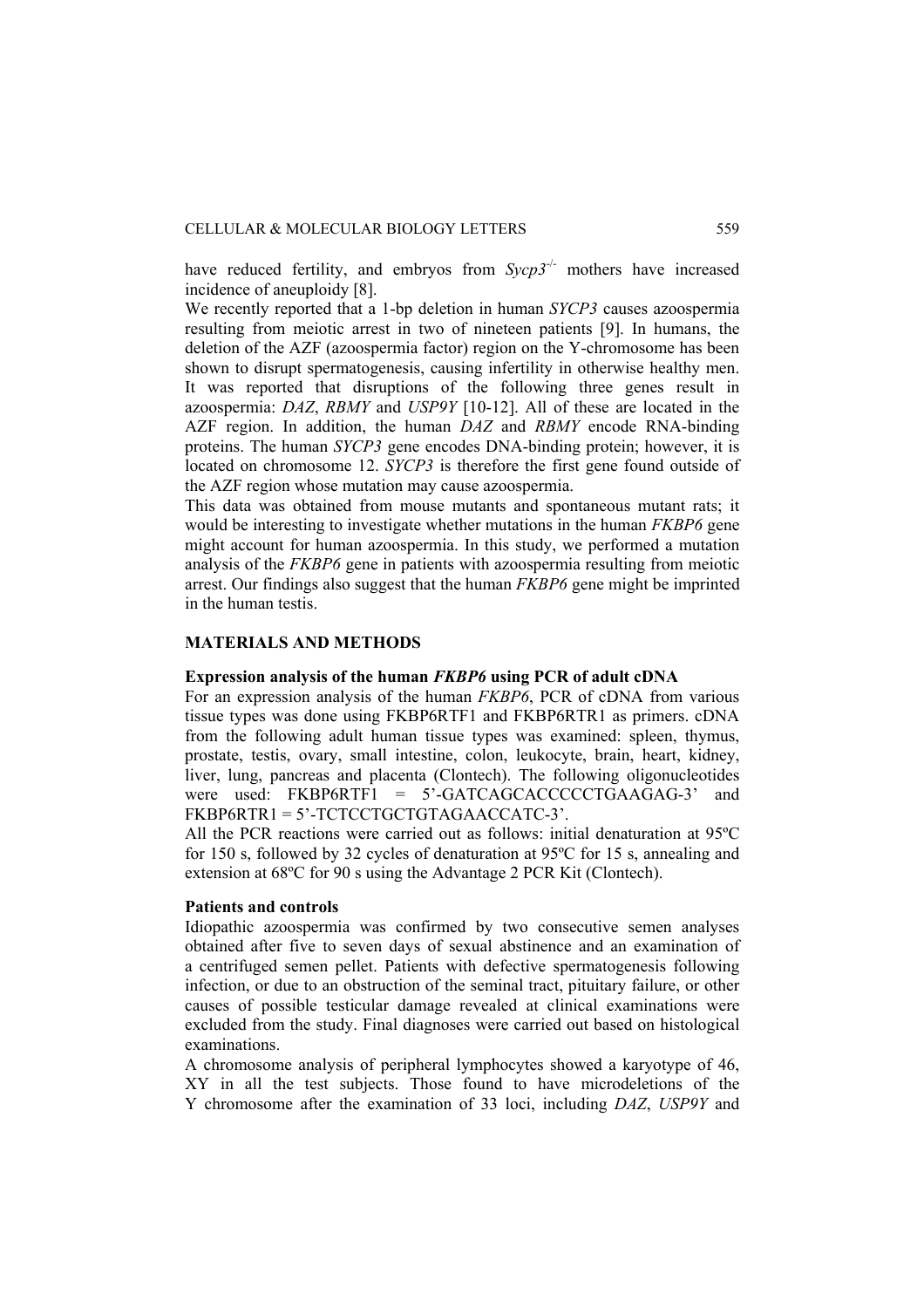have reduced fertility, and embryos from *Sycp3*$^{-/-}$ mothers have increased incidence of aneuploidy [8].

We recently reported that a 1-bp deletion in human *SYCP3* causes azoospermia resulting from meiotic arrest in two of nineteen patients [9]. In humans, the deletion of the AZF (azoospermia factor) region on the Y-chromosome has been shown to disrupt spermatogenesis, causing infertility in otherwise healthy men. It was reported that disruptions of the following three genes result in azoospermia: *DAZ*, *RBMY* and *USP9Y* [10-12]. All of these are located in the AZF region. In addition, the human *DAZ* and *RBMY* encode RNA-binding proteins. The human *SYCP3* gene encodes DNA-binding protein; however, it is located on chromosome 12. *SYCP3* is therefore the first gene found outside of the AZF region whose mutation may cause azoospermia.

This data was obtained from mouse mutants and spontaneous mutant rats; it would be interesting to investigate whether mutations in the human *FKBP6* gene might account for human azoospermia. In this study, we performed a mutation analysis of the *FKBP6* gene in patients with azoospermia resulting from meiotic arrest. Our findings also suggest that the human *FKBP6* gene might be imprinted in the human testis.

## MATERIALS AND METHODS

### Expression analysis of the human *FKBP6* using PCR of adult cDNA

For an expression analysis of the human *FKBP6*, PCR of cDNA from various tissue types was done using FKBP6RTF1 and FKBP6RTR1 as primers. cDNA from the following adult human tissue types was examined: spleen, thymus, prostate, testis, ovary, small intestine, colon, leukocyte, brain, heart, kidney, liver, lung, pancreas and placenta (Clontech). The following oligonucleotides were used: FKBP6RTF1 = 5'-GATCAGCACCCCCTGAAGAG-3' and FKBP6RTR1 = 5'-TCTCCTGCTGTAGAACCATC-3'.

All the PCR reactions were carried out as follows: initial denaturation at 95ºC for 150 s, followed by 32 cycles of denaturation at 95ºC for 15 s, annealing and extension at 68ºC for 90 s using the Advantage 2 PCR Kit (Clontech).

### Patients and controls

Idiopathic azoospermia was confirmed by two consecutive semen analyses obtained after five to seven days of sexual abstinence and an examination of a centrifuged semen pellet. Patients with defective spermatogenesis following infection, or due to an obstruction of the seminal tract, pituitary failure, or other causes of possible testicular damage revealed at clinical examinations were excluded from the study. Final diagnoses were carried out based on histological examinations.

A chromosome analysis of peripheral lymphocytes showed a karyotype of 46, XY in all the test subjects. Those found to have microdeletions of the Y chromosome after the examination of 33 loci, including *DAZ*, *USP9Y* and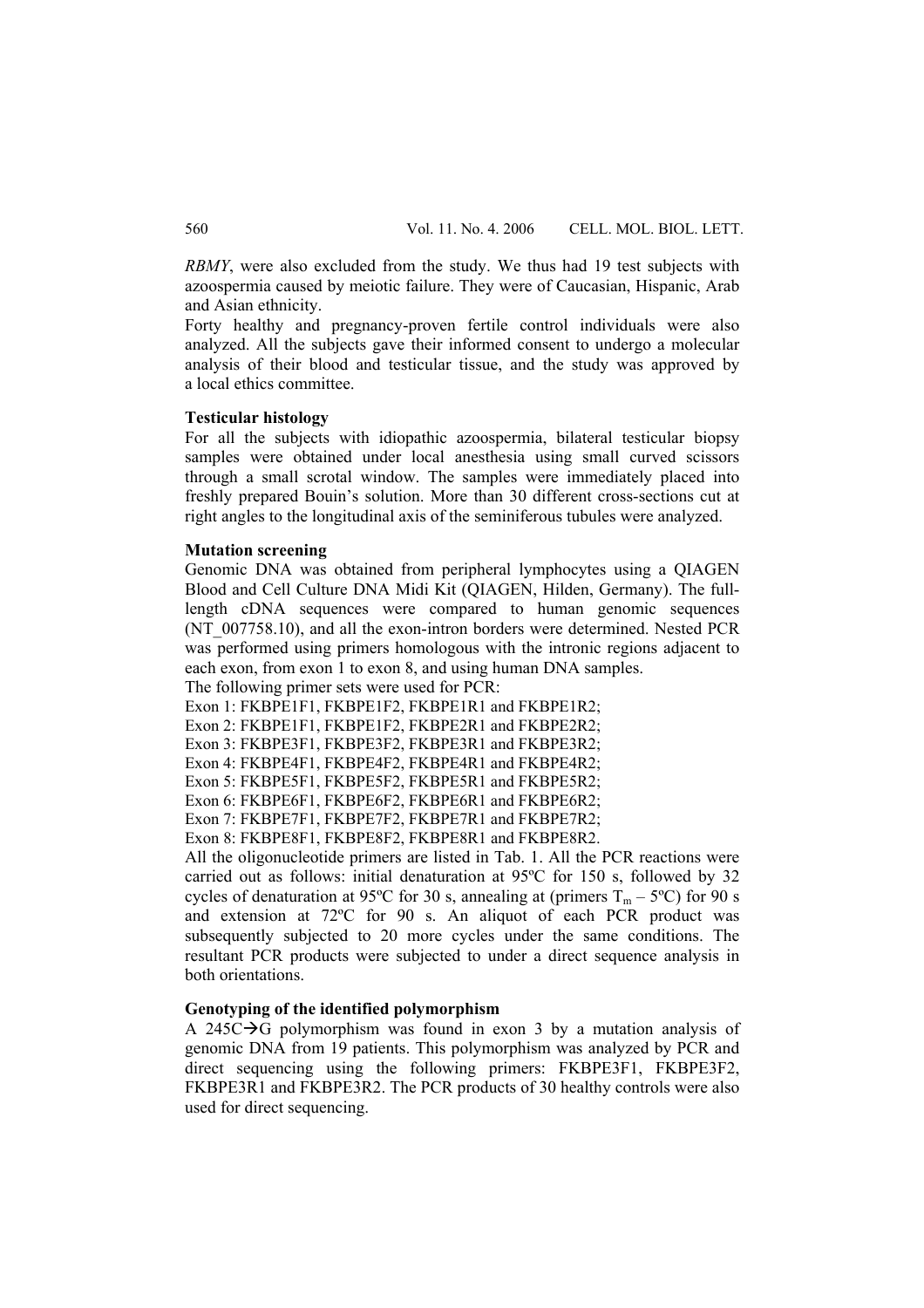*RBMY*, were also excluded from the study. We thus had 19 test subjects with azoospermia caused by meiotic failure. They were of Caucasian, Hispanic, Arab and Asian ethnicity.

Forty healthy and pregnancy-proven fertile control individuals were also analyzed. All the subjects gave their informed consent to undergo a molecular analysis of their blood and testicular tissue, and the study was approved by a local ethics committee.

**Testicular histology**

For all the subjects with idiopathic azoospermia, bilateral testicular biopsy samples were obtained under local anesthesia using small curved scissors through a small scrotal window. The samples were immediately placed into freshly prepared Bouin's solution. More than 30 different cross-sections cut at right angles to the longitudinal axis of the seminiferous tubules were analyzed.

**Mutation screening**

Genomic DNA was obtained from peripheral lymphocytes using a QIAGEN Blood and Cell Culture DNA Midi Kit (QIAGEN, Hilden, Germany). The full-length cDNA sequences were compared to human genomic sequences (NT_007758.10), and all the exon-intron borders were determined. Nested PCR was performed using primers homologous with the intronic regions adjacent to each exon, from exon 1 to exon 8, and using human DNA samples.

The following primer sets were used for PCR:

Exon 1: FKBPE1F1, FKBPE1F2, FKBPE1R1 and FKBPE1R2;
Exon 2: FKBPE1F1, FKBPE1F2, FKBPE2R1 and FKBPE2R2;
Exon 3: FKBPE3F1, FKBPE3F2, FKBPE3R1 and FKBPE3R2;
Exon 4: FKBPE4F1, FKBPE4F2, FKBPE4R1 and FKBPE4R2;
Exon 5: FKBPE5F1, FKBPE5F2, FKBPE5R1 and FKBPE5R2;
Exon 6: FKBPE6F1, FKBPE6F2, FKBPE6R1 and FKBPE6R2;
Exon 7: FKBPE7F1, FKBPE7F2, FKBPE7R1 and FKBPE7R2;
Exon 8: FKBPE8F1, FKBPE8F2, FKBPE8R1 and FKBPE8R2.

All the oligonucleotide primers are listed in Tab. 1. All the PCR reactions were carried out as follows: initial denaturation at 95ºC for 150 s, followed by 32 cycles of denaturation at 95ºC for 30 s, annealing at (primers $T_m$ – 5ºC) for 90 s and extension at 72ºC for 90 s. An aliquot of each PCR product was subsequently subjected to 20 more cycles under the same conditions. The resultant PCR products were subjected to under a direct sequence analysis in both orientations.

**Genotyping of the identified polymorphism**

A 245C→G polymorphism was found in exon 3 by a mutation analysis of genomic DNA from 19 patients. This polymorphism was analyzed by PCR and direct sequencing using the following primers: FKBPE3F1, FKBPE3F2, FKBPE3R1 and FKBPE3R2. The PCR products of 30 healthy controls were also used for direct sequencing.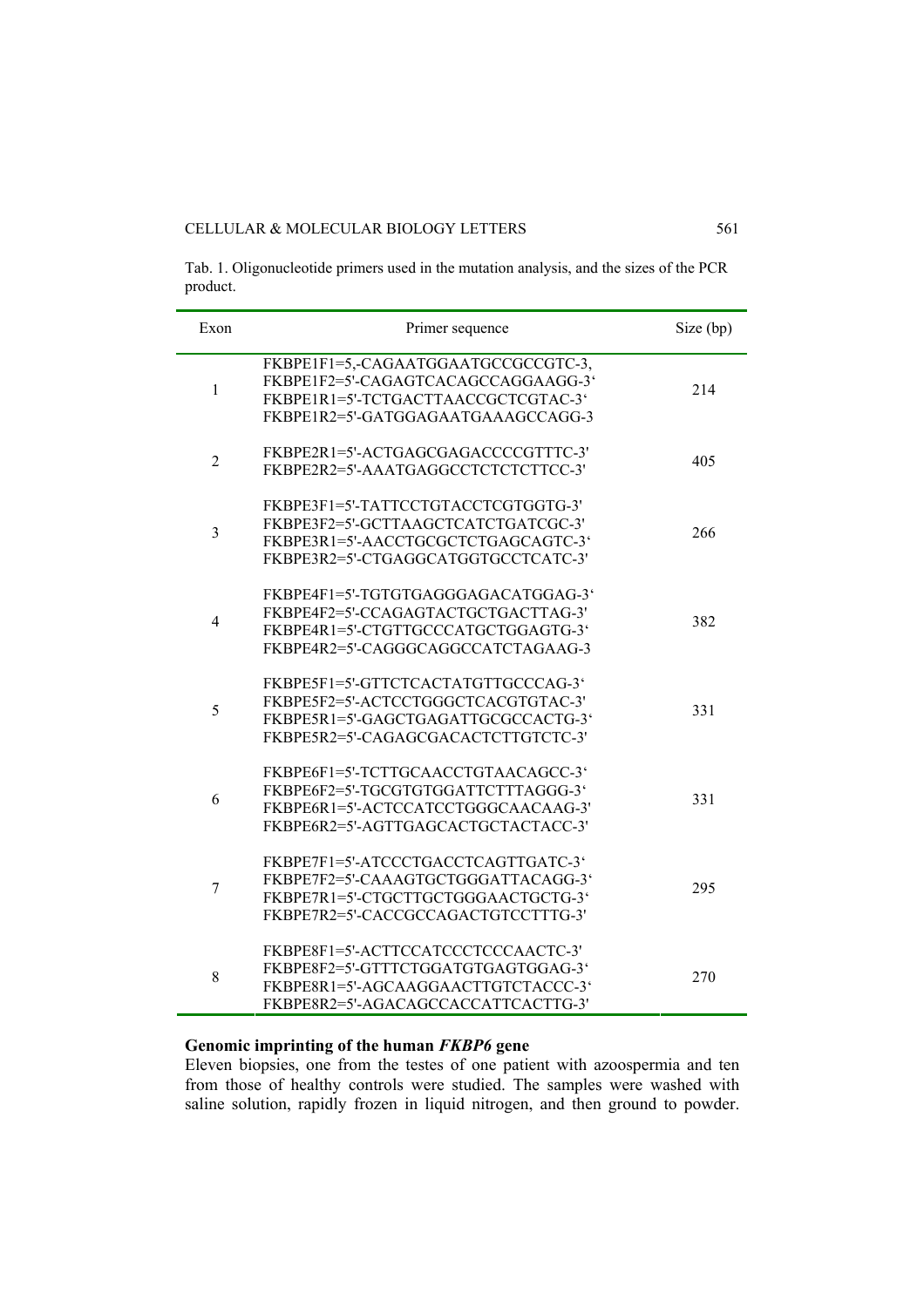Tab. 1. Oligonucleotide primers used in the mutation analysis, and the sizes of the PCR product.

| Exon | Primer sequence | Size (bp) |
|---|---|---|
| 1 | FKBPE1F1=5,-CAGAATGGAATGCCGCCGTC-3,<br>FKBPE1F2=5'-CAGAGTCACAGCCAGGAAGG-3'<br>FKBPE1R1=5'-TCTGACTTAACCGCTCGTAC-3'<br>FKBPE1R2=5'-GATGGAGAATGAAAGCCAGG-3 | 214 |
| 2 | FKBPE2R1=5'-ACTGAGCGAGACCCCGTTTC-3'<br>FKBPE2R2=5'-AAATGAGGCCTCTCTCTTCC-3' | 405 |
| 3 | FKBPE3F1=5'-TATTCCTGTACCTCGTGGTG-3'<br>FKBPE3F2=5'-GCTTAAGCTCATCTGATCGC-3'<br>FKBPE3R1=5'-AACCTGCGCTCTGAGCAGTC-3'<br>FKBPE3R2=5'-CTGAGGCATGGTGCCTCATC-3' | 266 |
| 4 | FKBPE4F1=5'-TGTGTGAGGGAGACATGGAG-3'<br>FKBPE4F2=5'-CCAGAGTACTGCTGACTTAG-3'<br>FKBPE4R1=5'-CTGTTGCCCATGCTGGAGTG-3'<br>FKBPE4R2=5'-CAGGGCAGGCCATCTAGAAG-3 | 382 |
| 5 | FKBPE5F1=5'-GTTCTCACTATGTTGCCCAG-3'<br>FKBPE5F2=5'-ACTCCTGGGCTCACGTGTAC-3'<br>FKBPE5R1=5'-GAGCTGAGATTGCGCCACTG-3'<br>FKBPE5R2=5'-CAGAGCGACACTCTTGTCTC-3' | 331 |
| 6 | FKBPE6F1=5'-TCTTGCAACCTGTAACAGCC-3'<br>FKBPE6F2=5'-TGCGTGTGGATTCTTTAGGG-3'<br>FKBPE6R1=5'-ACTCCATCCTGGGCAACAAG-3'<br>FKBPE6R2=5'-AGTTGAGCACTGCTACTACC-3' | 331 |
| 7 | FKBPE7F1=5'-ATCCCTGACCTCAGTTGATC-3'<br>FKBPE7F2=5'-CAAAGTGCTGGGATTACAGG-3'<br>FKBPE7R1=5'-CTGCTTGCTGGGAACTGCTG-3'<br>FKBPE7R2=5'-CACCGCCAGACTGTCCTTTG-3' | 295 |
| 8 | FKBPE8F1=5'-ACTTCCATCCCTCCCAACTC-3'<br>FKBPE8F2=5'-GTTTCTGGATGTGAGTGGAG-3'<br>FKBPE8R1=5'-AGCAAGGAACTTGTCTACCC-3'<br>FKBPE8R2=5'-AGACAGCCACCATTCACTTG-3' | 270 |

### Genomic imprinting of the human *FKBP6* gene

Eleven biopsies, one from the testes of one patient with azoospermia and ten from those of healthy controls were studied. The samples were washed with saline solution, rapidly frozen in liquid nitrogen, and then ground to powder.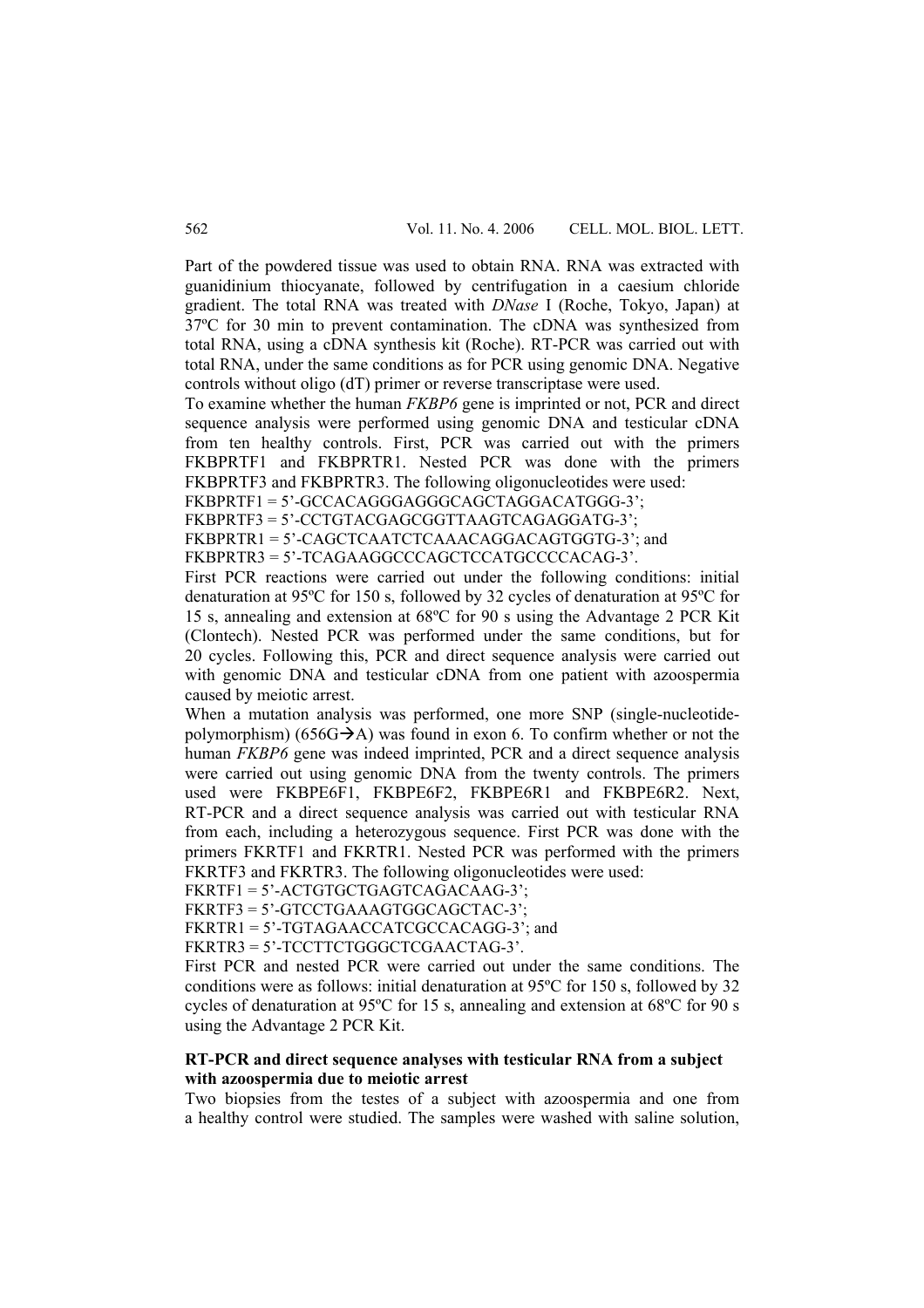Part of the powdered tissue was used to obtain RNA. RNA was extracted with guanidinium thiocyanate, followed by centrifugation in a caesium chloride gradient. The total RNA was treated with *DNase* I (Roche, Tokyo, Japan) at 37ºC for 30 min to prevent contamination. The cDNA was synthesized from total RNA, using a cDNA synthesis kit (Roche). RT-PCR was carried out with total RNA, under the same conditions as for PCR using genomic DNA. Negative controls without oligo (dT) primer or reverse transcriptase were used.

To examine whether the human *FKBP6* gene is imprinted or not, PCR and direct sequence analysis were performed using genomic DNA and testicular cDNA from ten healthy controls. First, PCR was carried out with the primers FKBPRTF1 and FKBPRTR1. Nested PCR was done with the primers FKBPRTF3 and FKBPRTR3. The following oligonucleotides were used:

FKBPRTF1 = 5'-GCCACAGGGAGGGCAGCTAGGACATGGG-3';
FKBPRTF3 = 5'-CCTGTACGAGCGGTTAAGTCAGAGGATG-3';
FKBPRTR1 = 5'-CAGCTCAATCTCAAACAGGACAGTGGTG-3'; and
FKBPRTR3 = 5'-TCAGAAGGCCCAGCTCCATGCCCCACAG-3'.

First PCR reactions were carried out under the following conditions: initial denaturation at 95ºC for 150 s, followed by 32 cycles of denaturation at 95ºC for 15 s, annealing and extension at 68ºC for 90 s using the Advantage 2 PCR Kit (Clontech). Nested PCR was performed under the same conditions, but for 20 cycles. Following this, PCR and direct sequence analysis were carried out with genomic DNA and testicular cDNA from one patient with azoospermia caused by meiotic arrest.

When a mutation analysis was performed, one more SNP (single-nucleotide-polymorphism) (656G→A) was found in exon 6. To confirm whether or not the human *FKBP6* gene was indeed imprinted, PCR and a direct sequence analysis were carried out using genomic DNA from the twenty controls. The primers used were FKBPE6F1, FKBPE6F2, FKBPE6R1 and FKBPE6R2. Next, RT-PCR and a direct sequence analysis were carried out with testicular RNA from each, including a heterozygous sequence. First PCR was done with the primers FKRTF1 and FKRTR1. Nested PCR was performed with the primers FKRTF3 and FKRTR3. The following oligonucleotides were used:

FKRTF1 = 5'-ACTGTGCTGAGTCAGACAAG-3';
FKRTF3 = 5'-GTCCTGAAAGTGGCAGCTAC-3';
FKRTR1 = 5'-TGTAGAACCATCGCCACAGG-3'; and
FKRTR3 = 5'-TCCTTCTGGGCTCGAACTAG-3'.

First PCR and nested PCR were carried out under the same conditions. The conditions were as follows: initial denaturation at 95ºC for 150 s, followed by 32 cycles of denaturation at 95ºC for 15 s, annealing and extension at 68ºC for 90 s using the Advantage 2 PCR Kit.

**RT-PCR and direct sequence analyses with testicular RNA from a subject with azoospermia due to meiotic arrest**

Two biopsies from the testes of a subject with azoospermia and one from a healthy control were studied. The samples were washed with saline solution,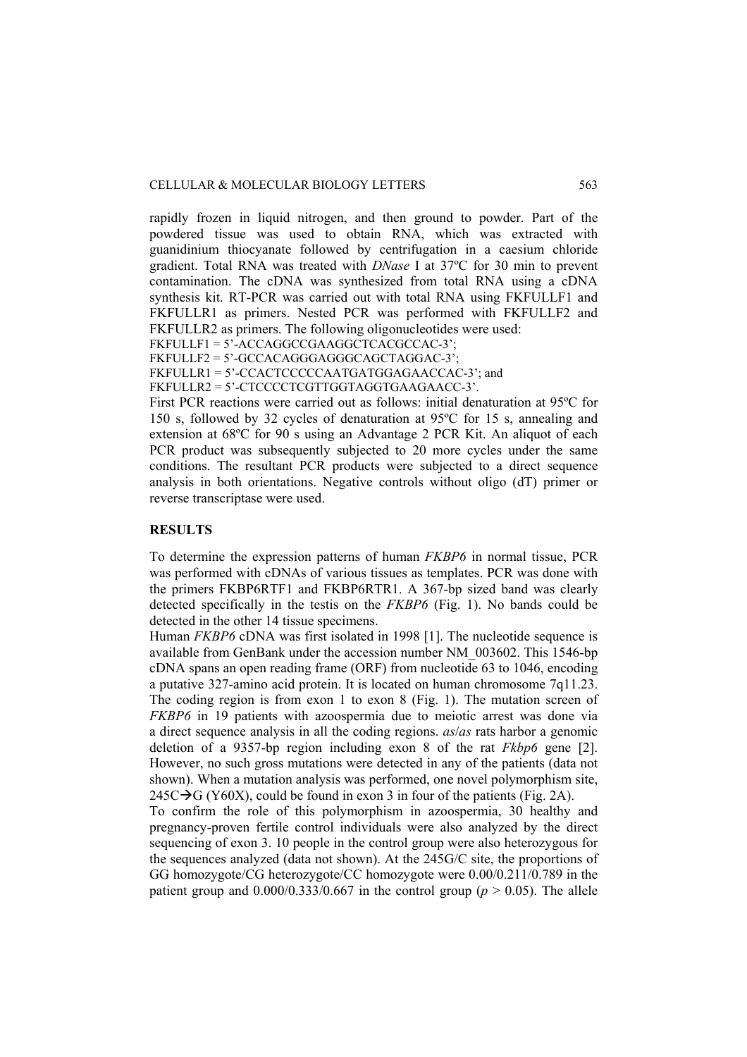rapidly frozen in liquid nitrogen, and then ground to powder. Part of the powdered tissue was used to obtain RNA, which was extracted with guanidinium thiocyanate followed by centrifugation in a caesium chloride gradient. Total RNA was treated with *DNase* I at 37ºC for 30 min to prevent contamination. The cDNA was synthesized from total RNA using a cDNA synthesis kit. RT-PCR was carried out with total RNA using FKFULLF1 and FKFULLR1 as primers. Nested PCR was performed with FKFULLF2 and FKFULLR2 as primers. The following oligonucleotides were used:

FKFULLF1 = 5'-ACCAGGCCGAAGGCTCACGCCAC-3';
FKFULLF2 = 5'-GCCACAGGGAGGGCAGCTAGGAC-3';
FKFULLR1 = 5'-CCACTCCCCCAATGATGGAGAACCAC-3'; and
FKFULLR2 = 5'-CTCCCCTCGTTGGTAGGTGAAGAACC-3'.

First PCR reactions were carried out as follows: initial denaturation at 95ºC for 150 s, followed by 32 cycles of denaturation at 95ºC for 15 s, annealing and extension at 68ºC for 90 s using an Advantage 2 PCR Kit. An aliquot of each PCR product was subsequently subjected to 20 more cycles under the same conditions. The resultant PCR products were subjected to a direct sequence analysis in both orientations. Negative controls without oligo (dT) primer or reverse transcriptase were used.

## RESULTS

To determine the expression patterns of human *FKBP6* in normal tissue, PCR was performed with cDNAs of various tissues as templates. PCR was done with the primers FKBP6RTF1 and FKBP6RTR1. A 367-bp sized band was clearly detected specifically in the testis on the *FKBP6* (Fig. 1). No bands could be detected in the other 14 tissue specimens.

Human *FKBP6* cDNA was first isolated in 1998 [1]. The nucleotide sequence is available from GenBank under the accession number NM_003602. This 1546-bp cDNA spans an open reading frame (ORF) from nucleotide 63 to 1046, encoding a putative 327-amino acid protein. It is located on human chromosome 7q11.23. The coding region is from exon 1 to exon 8 (Fig. 1). The mutation screen of *FKBP6* in 19 patients with azoospermia due to meiotic arrest was done via a direct sequence analysis in all the coding regions. *as*/*as* rats harbor a genomic deletion of a 9357-bp region including exon 8 of the rat *Fkbp6* gene [2]. However, no such gross mutations were detected in any of the patients (data not shown). When a mutation analysis was performed, one novel polymorphism site, 245C→G (Y60X), could be found in exon 3 in four of the patients (Fig. 2A).

To confirm the role of this polymorphism in azoospermia, 30 healthy and pregnancy-proven fertile control individuals were also analyzed by the direct sequencing of exon 3. 10 people in the control group were also heterozygous for the sequences analyzed (data not shown). At the 245G/C site, the proportions of GG homozygote/CG heterozygote/CC homozygote were 0.00/0.211/0.789 in the patient group and 0.000/0.333/0.667 in the control group ($p > 0.05$). The allele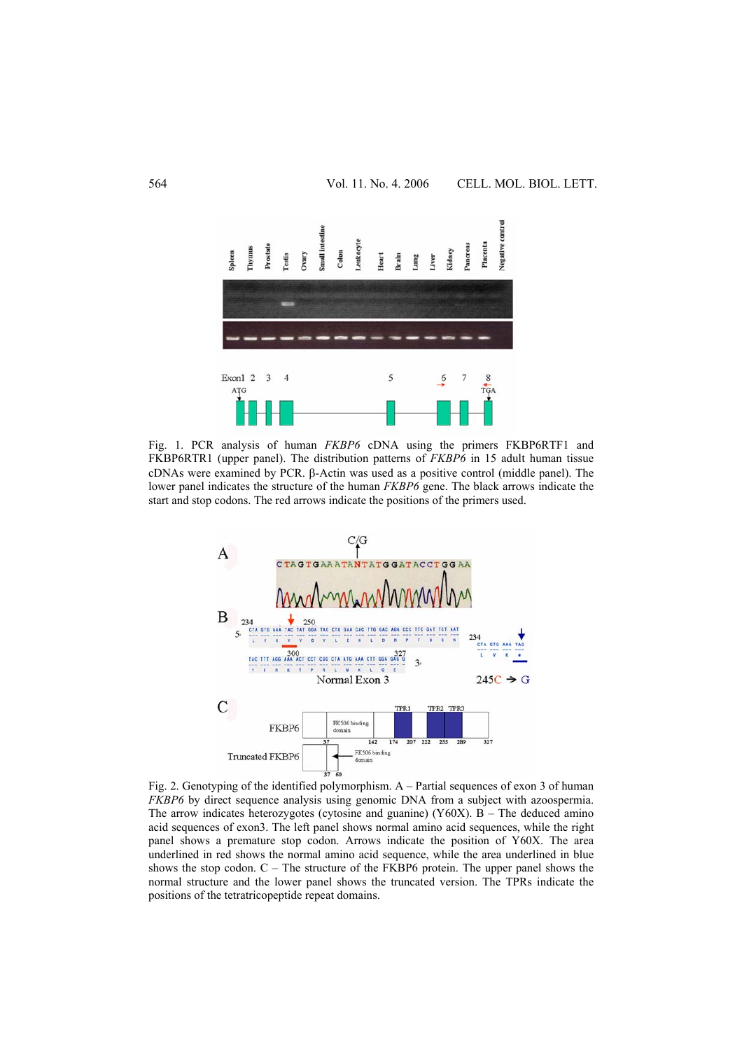Fig. 1. PCR analysis of human *FKBP6* cDNA using the primers FKBP6RTF1 and FKBP6RTR1 (upper panel). The distribution patterns of *FKBP6* in 15 adult human tissue cDNAs were examined by PCR. β-Actin was used as a positive control (middle panel). The lower panel indicates the structure of the human *FKBP6* gene. The black arrows indicate the start and stop codons. The red arrows indicate the positions of the primers used.

Fig. 2. Genotyping of the identified polymorphism. A – Partial sequences of exon 3 of human *FKBP6* by direct sequence analysis using genomic DNA from a subject with azoospermia. The arrow indicates heterozygotes (cytosine and guanine) (Y60X). B – The deduced amino acid sequences of exon3. The left panel shows normal amino acid sequences, while the right panel shows a premature stop codon. Arrows indicate the position of Y60X. The area underlined in red shows the normal amino acid sequence, while the area underlined in blue shows the stop codon. C – The structure of the FKBP6 protein. The upper panel shows the normal structure and the lower panel shows the truncated version. The TPRs indicate the positions of the tetratricopeptide repeat domains.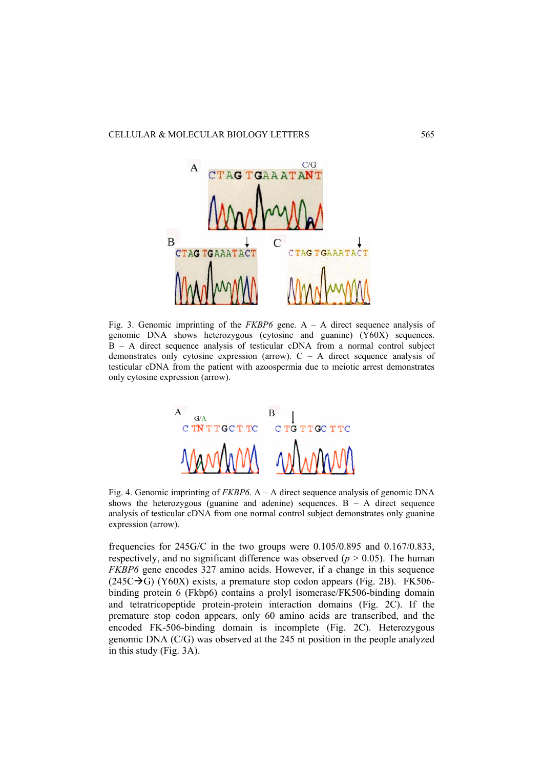Fig. 3. Genomic imprinting of the *FKBP6* gene. A – A direct sequence analysis of genomic DNA shows heterozygous (cytosine and guanine) (Y60X) sequences. B – A direct sequence analysis of testicular cDNA from a normal control subject demonstrates only cytosine expression (arrow). C – A direct sequence analysis of testicular cDNA from the patient with azoospermia due to meiotic arrest demonstrates only cytosine expression (arrow).

Fig. 4. Genomic imprinting of *FKBP6*. A – A direct sequence analysis of genomic DNA shows the heterozygous (guanine and adenine) sequences. B – A direct sequence analysis of testicular cDNA from one normal control subject demonstrates only guanine expression (arrow).

frequencies for 245G/C in the two groups were 0.105/0.895 and 0.167/0.833, respectively, and no significant difference was observed ($p > 0.05$). The human *FKBP6* gene encodes 327 amino acids. However, if a change in this sequence (245C→G) (Y60X) exists, a premature stop codon appears (Fig. 2B). FK506-binding protein 6 (Fkbp6) contains a prolyl isomerase/FK506-binding domain and tetratricopeptide protein-protein interaction domains (Fig. 2C). If the premature stop codon appears, only 60 amino acids are transcribed, and the encoded FK-506-binding domain is incomplete (Fig. 2C). Heterozygous genomic DNA (C/G) was observed at the 245 nt position in the people analyzed in this study (Fig. 3A).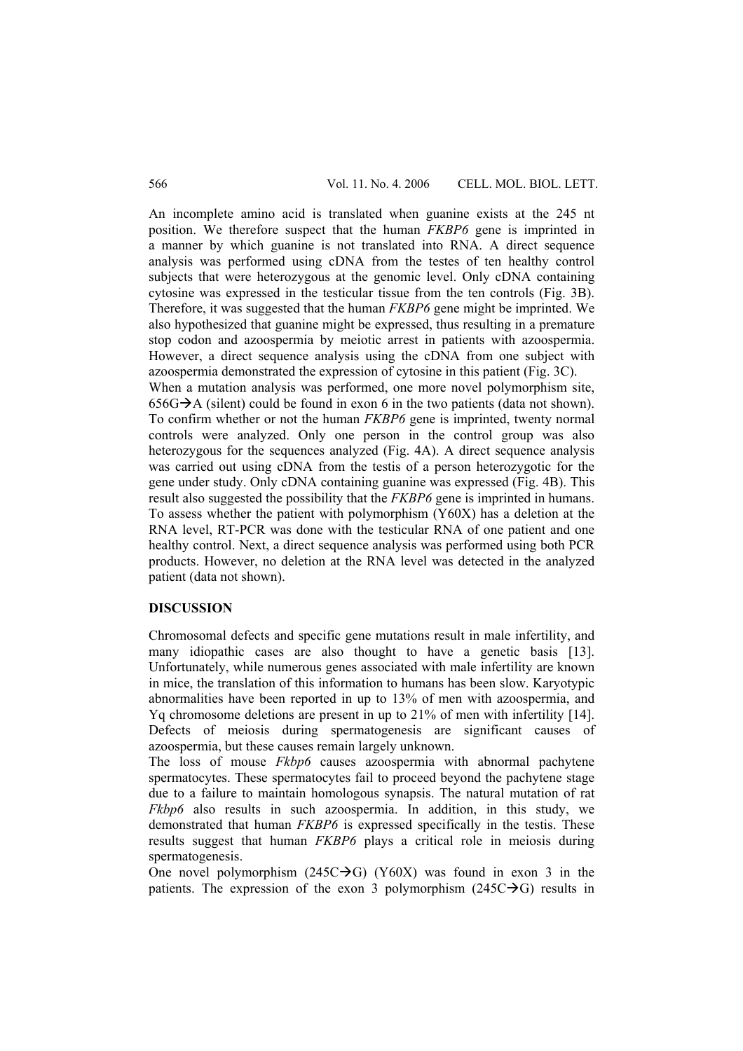An incomplete amino acid is translated when guanine exists at the 245 nt position. We therefore suspect that the human *FKBP6* gene is imprinted in a manner by which guanine is not translated into RNA. A direct sequence analysis was performed using cDNA from the testes of ten healthy control subjects that were heterozygous at the genomic level. Only cDNA containing cytosine was expressed in the testicular tissue from the ten controls (Fig. 3B). Therefore, it was suggested that the human *FKBP6* gene might be imprinted. We also hypothesized that guanine might be expressed, thus resulting in a premature stop codon and azoospermia by meiotic arrest in patients with azoospermia. However, a direct sequence analysis using the cDNA from one subject with azoospermia demonstrated the expression of cytosine in this patient (Fig. 3C).

When a mutation analysis was performed, one more novel polymorphism site, 656G→A (silent) could be found in exon 6 in the two patients (data not shown). To confirm whether or not the human *FKBP6* gene is imprinted, twenty normal controls were analyzed. Only one person in the control group was also heterozygous for the sequences analyzed (Fig. 4A). A direct sequence analysis was carried out using cDNA from the testis of a person heterozygotic for the gene under study. Only cDNA containing guanine was expressed (Fig. 4B). This result also suggested the possibility that the *FKBP6* gene is imprinted in humans. To assess whether the patient with polymorphism (Y60X) has a deletion at the RNA level, RT-PCR was done with the testicular RNA of one patient and one healthy control. Next, a direct sequence analysis was performed using both PCR products. However, no deletion at the RNA level was detected in the analyzed patient (data not shown).

## DISCUSSION

Chromosomal defects and specific gene mutations result in male infertility, and many idiopathic cases are also thought to have a genetic basis [13]. Unfortunately, while numerous genes associated with male infertility are known in mice, the translation of this information to humans has been slow. Karyotypic abnormalities have been reported in up to 13% of men with azoospermia, and Yq chromosome deletions are present in up to 21% of men with infertility [14]. Defects of meiosis during spermatogenesis are significant causes of azoospermia, but these causes remain largely unknown.

The loss of mouse *Fkbp6* causes azoospermia with abnormal pachytene spermatocytes. These spermatocytes fail to proceed beyond the pachytene stage due to a failure to maintain homologous synapsis. The natural mutation of rat *Fkbp6* also results in such azoospermia. In addition, in this study, we demonstrated that human *FKBP6* is expressed specifically in the testis. These results suggest that human *FKBP6* plays a critical role in meiosis during spermatogenesis.

One novel polymorphism (245C→G) (Y60X) was found in exon 3 in the patients. The expression of the exon 3 polymorphism (245C→G) results in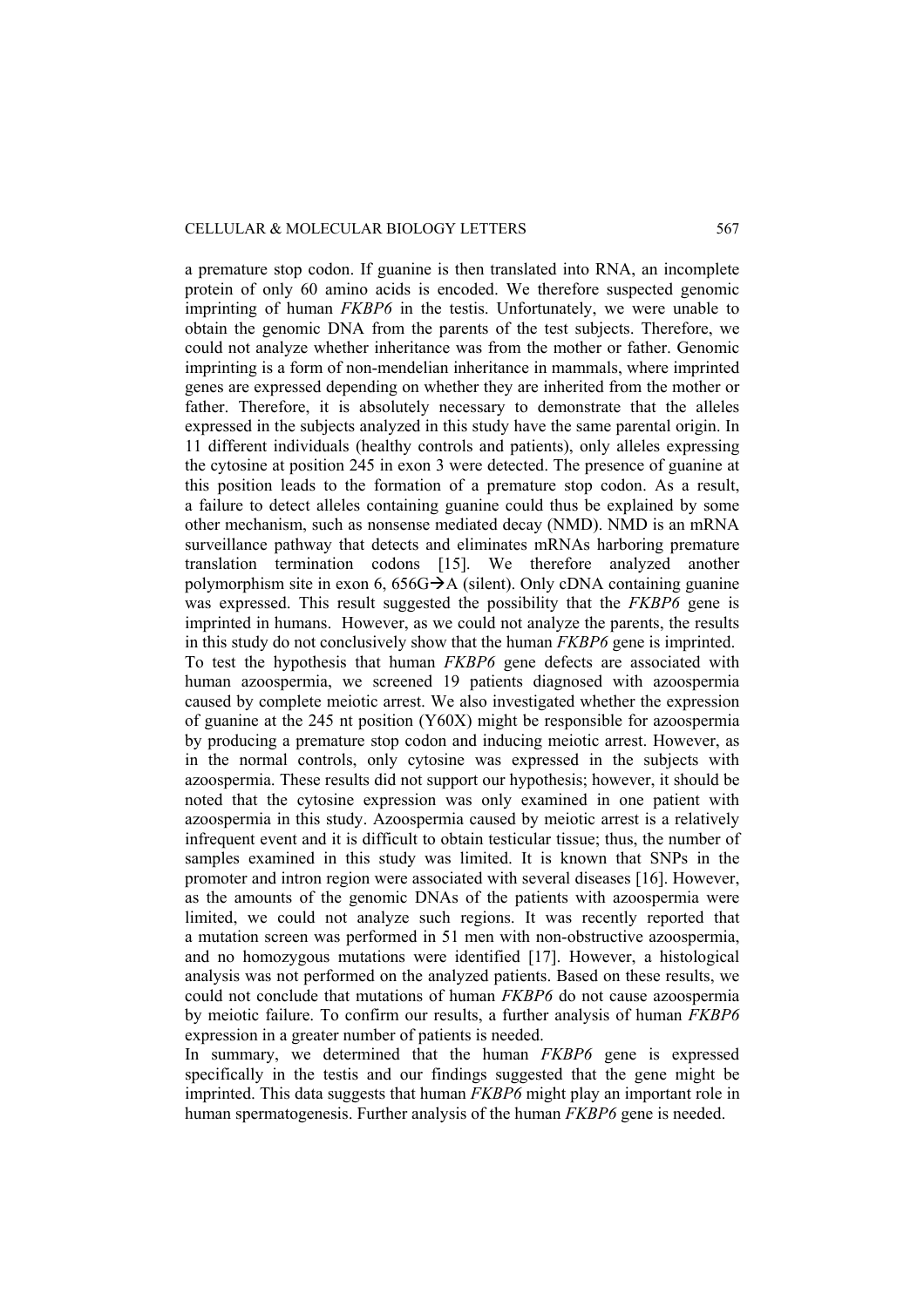a premature stop codon. If guanine is then translated into RNA, an incomplete protein of only 60 amino acids is encoded. We therefore suspected genomic imprinting of human *FKBP6* in the testis. Unfortunately, we were unable to obtain the genomic DNA from the parents of the test subjects. Therefore, we could not analyze whether inheritance was from the mother or father. Genomic imprinting is a form of non-mendelian inheritance in mammals, where imprinted genes are expressed depending on whether they are inherited from the mother or father. Therefore, it is absolutely necessary to demonstrate that the alleles expressed in the subjects analyzed in this study have the same parental origin. In 11 different individuals (healthy controls and patients), only alleles expressing the cytosine at position 245 in exon 3 were detected. The presence of guanine at this position leads to the formation of a premature stop codon. As a result, a failure to detect alleles containing guanine could thus be explained by some other mechanism, such as nonsense mediated decay (NMD). NMD is an mRNA surveillance pathway that detects and eliminates mRNAs harboring premature translation termination codons [15]. We therefore analyzed another polymorphism site in exon 6, 656G→A (silent). Only cDNA containing guanine was expressed. This result suggested the possibility that the *FKBP6* gene is imprinted in humans. However, as we could not analyze the parents, the results in this study do not conclusively show that the human *FKBP6* gene is imprinted.

To test the hypothesis that human *FKBP6* gene defects are associated with human azoospermia, we screened 19 patients diagnosed with azoospermia caused by complete meiotic arrest. We also investigated whether the expression of guanine at the 245 nt position (Y60X) might be responsible for azoospermia by producing a premature stop codon and inducing meiotic arrest. However, as in the normal controls, only cytosine was expressed in the subjects with azoospermia. These results did not support our hypothesis; however, it should be noted that the cytosine expression was only examined in one patient with azoospermia in this study. Azoospermia caused by meiotic arrest is a relatively infrequent event and it is difficult to obtain testicular tissue; thus, the number of samples examined in this study was limited. It is known that SNPs in the promoter and intron region were associated with several diseases [16]. However, as the amounts of the genomic DNAs of the patients with azoospermia were limited, we could not analyze such regions. It was recently reported that a mutation screen was performed in 51 men with non-obstructive azoospermia, and no homozygous mutations were identified [17]. However, a histological analysis was not performed on the analyzed patients. Based on these results, we could not conclude that mutations of human *FKBP6* do not cause azoospermia by meiotic failure. To confirm our results, a further analysis of human *FKBP6* expression in a greater number of patients is needed.

In summary, we determined that the human *FKBP6* gene is expressed specifically in the testis and our findings suggested that the gene might be imprinted. This data suggests that human *FKBP6* might play an important role in human spermatogenesis. Further analysis of the human *FKBP6* gene is needed.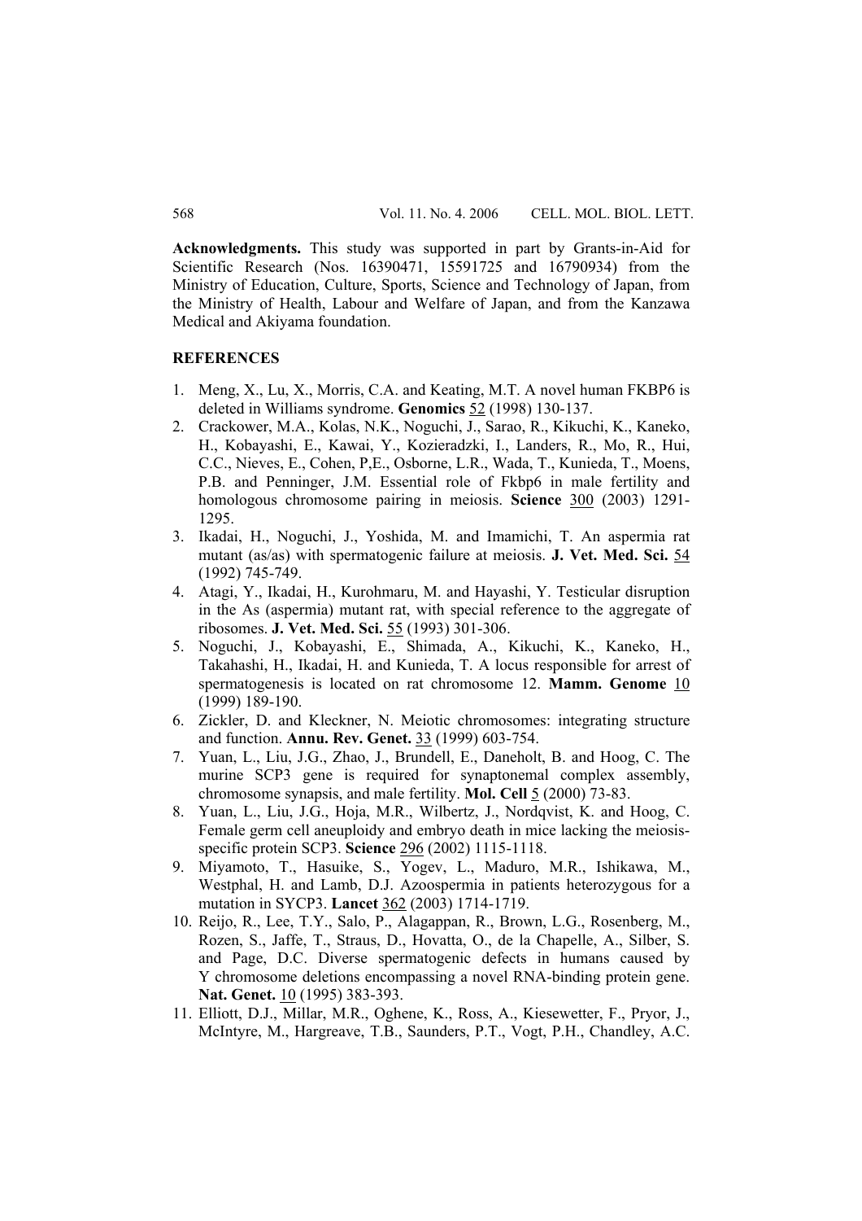**Acknowledgments.** This study was supported in part by Grants-in-Aid for Scientific Research (Nos. 16390471, 15591725 and 16790934) from the Ministry of Education, Culture, Sports, Science and Technology of Japan, from the Ministry of Health, Labour and Welfare of Japan, and from the Kanzawa Medical and Akiyama foundation.

## REFERENCES

1. Meng, X., Lu, X., Morris, C.A. and Keating, M.T. A novel human FKBP6 is deleted in Williams syndrome. **Genomics** 52 (1998) 130-137.
2. Crackower, M.A., Kolas, N.K., Noguchi, J., Sarao, R., Kikuchi, K., Kaneko, H., Kobayashi, E., Kawai, Y., Kozieradzki, I., Landers, R., Mo, R., Hui, C.C., Nieves, E., Cohen, P,E., Osborne, L.R., Wada, T., Kunieda, T., Moens, P.B. and Penninger, J.M. Essential role of Fkbp6 in male fertility and homologous chromosome pairing in meiosis. **Science** 300 (2003) 1291-1295.
3. Ikadai, H., Noguchi, J., Yoshida, M. and Imamichi, T. An aspermia rat mutant (as/as) with spermatogenic failure at meiosis. **J. Vet. Med. Sci.** 54 (1992) 745-749.
4. Atagi, Y., Ikadai, H., Kurohmaru, M. and Hayashi, Y. Testicular disruption in the As (aspermia) mutant rat, with special reference to the aggregate of ribosomes. **J. Vet. Med. Sci.** 55 (1993) 301-306.
5. Noguchi, J., Kobayashi, E., Shimada, A., Kikuchi, K., Kaneko, H., Takahashi, H., Ikadai, H. and Kunieda, T. A locus responsible for arrest of spermatogenesis is located on rat chromosome 12. **Mamm. Genome** 10 (1999) 189-190.
6. Zickler, D. and Kleckner, N. Meiotic chromosomes: integrating structure and function. **Annu. Rev. Genet.** 33 (1999) 603-754.
7. Yuan, L., Liu, J.G., Zhao, J., Brundell, E., Daneholt, B. and Hoog, C. The murine SCP3 gene is required for synaptonemal complex assembly, chromosome synapsis, and male fertility. **Mol. Cell** 5 (2000) 73-83.
8. Yuan, L., Liu, J.G., Hoja, M.R., Wilbertz, J., Nordqvist, K. and Hoog, C. Female germ cell aneuploidy and embryo death in mice lacking the meiosis-specific protein SCP3. **Science** 296 (2002) 1115-1118.
9. Miyamoto, T., Hasuike, S., Yogev, L., Maduro, M.R., Ishikawa, M., Westphal, H. and Lamb, D.J. Azoospermia in patients heterozygous for a mutation in SYCP3. **Lancet** 362 (2003) 1714-1719.
10. Reijo, R., Lee, T.Y., Salo, P., Alagappan, R., Brown, L.G., Rosenberg, M., Rozen, S., Jaffe, T., Straus, D., Hovatta, O., de la Chapelle, A., Silber, S. and Page, D.C. Diverse spermatogenic defects in humans caused by Y chromosome deletions encompassing a novel RNA-binding protein gene. **Nat. Genet.** 10 (1995) 383-393.
11. Elliott, D.J., Millar, M.R., Oghene, K., Ross, A., Kiesewetter, F., Pryor, J., McIntyre, M., Hargreave, T.B., Saunders, P.T., Vogt, P.H., Chandley, A.C.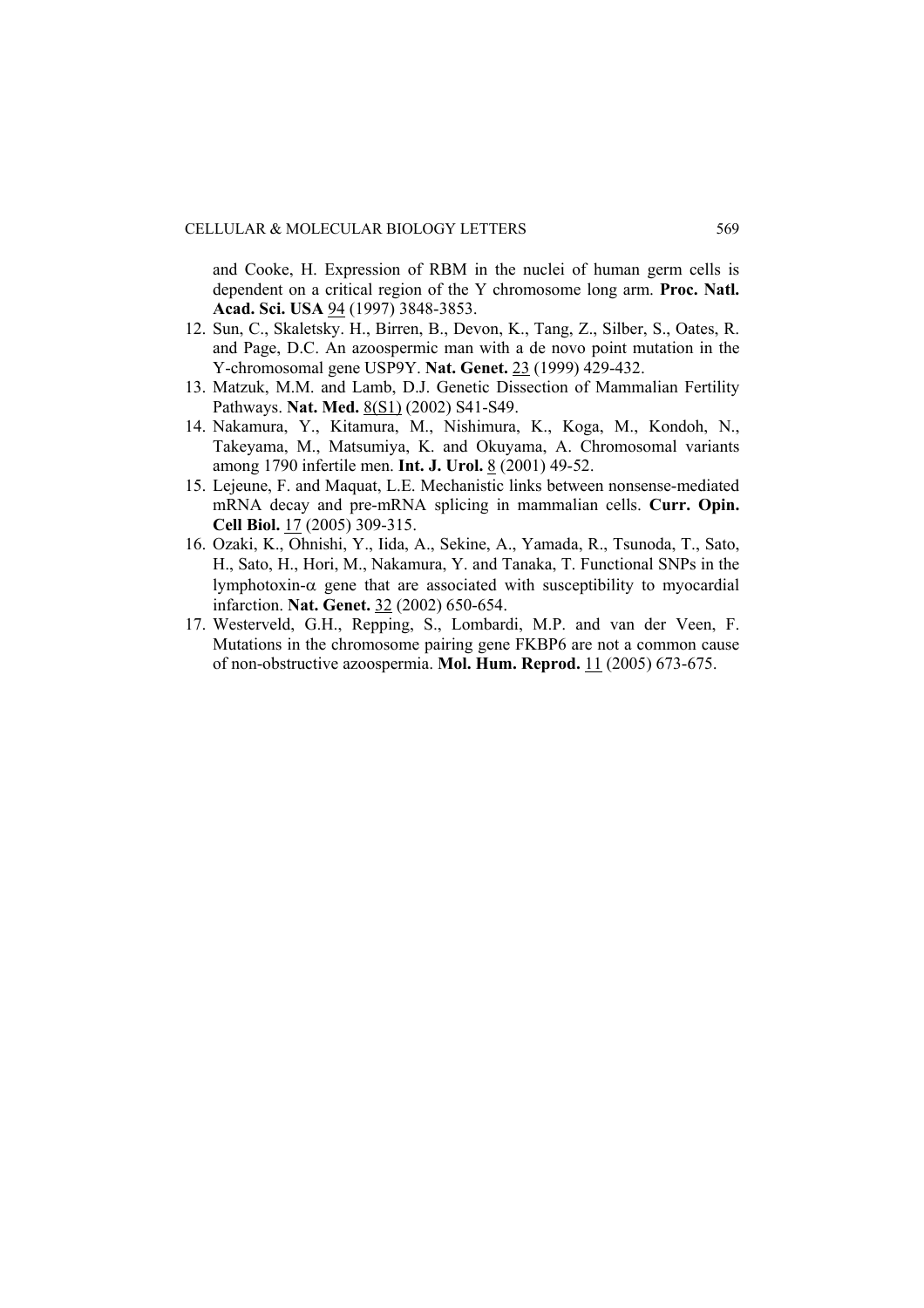and Cooke, H. Expression of RBM in the nuclei of human germ cells is dependent on a critical region of the Y chromosome long arm. **Proc. Natl. Acad. Sci. USA** 94 (1997) 3848-3853.

12. Sun, C., Skaletsky. H., Birren, B., Devon, K., Tang, Z., Silber, S., Oates, R. and Page, D.C. An azoospermic man with a de novo point mutation in the Y-chromosomal gene USP9Y. **Nat. Genet.** 23 (1999) 429-432.
13. Matzuk, M.M. and Lamb, D.J. Genetic Dissection of Mammalian Fertility Pathways. **Nat. Med.** 8(S1) (2002) S41-S49.
14. Nakamura, Y., Kitamura, M., Nishimura, K., Koga, M., Kondoh, N., Takeyama, M., Matsumiya, K. and Okuyama, A. Chromosomal variants among 1790 infertile men. **Int. J. Urol.** 8 (2001) 49-52.
15. Lejeune, F. and Maquat, L.E. Mechanistic links between nonsense-mediated mRNA decay and pre-mRNA splicing in mammalian cells. **Curr. Opin. Cell Biol.** 17 (2005) 309-315.
16. Ozaki, K., Ohnishi, Y., Iida, A., Sekine, A., Yamada, R., Tsunoda, T., Sato, H., Sato, H., Hori, M., Nakamura, Y. and Tanaka, T. Functional SNPs in the lymphotoxin-$\alpha$ gene that are associated with susceptibility to myocardial infarction. **Nat. Genet.** 32 (2002) 650-654.
17. Westerveld, G.H., Repping, S., Lombardi, M.P. and van der Veen, F. Mutations in the chromosome pairing gene FKBP6 are not a common cause of non-obstructive azoospermia. **Mol. Hum. Reprod.** 11 (2005) 673-675.